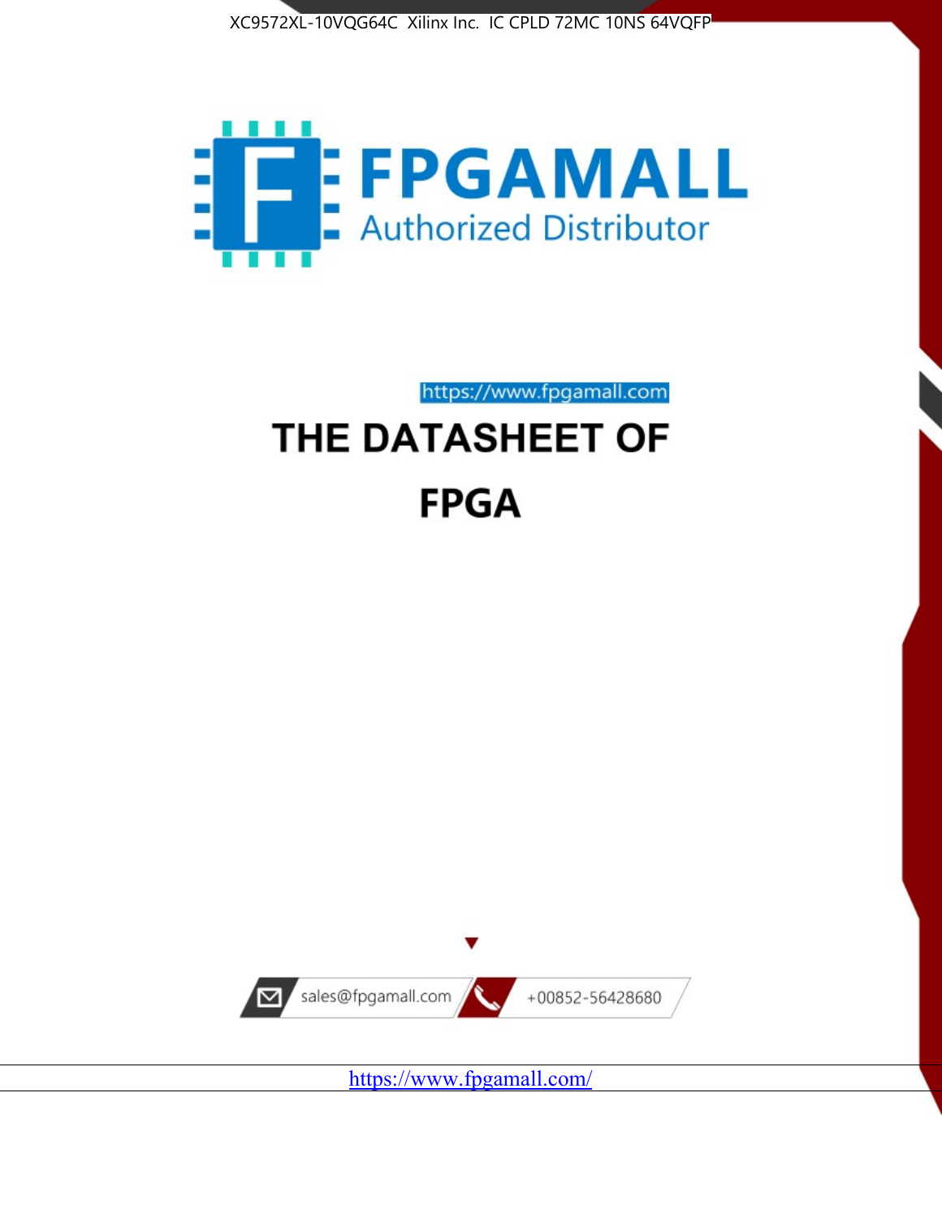XC9572XL-10VQG64C Xilinx Inc. IC CPLD 72MC 10NS 64VQFP

FPGAMALL

Authorized Distributor

https://www.fpgamall.com

# THE DATASHEET OF

# FPGA

sales@fpgamall.com

+00852-56428680

https://www.fpgamall.com/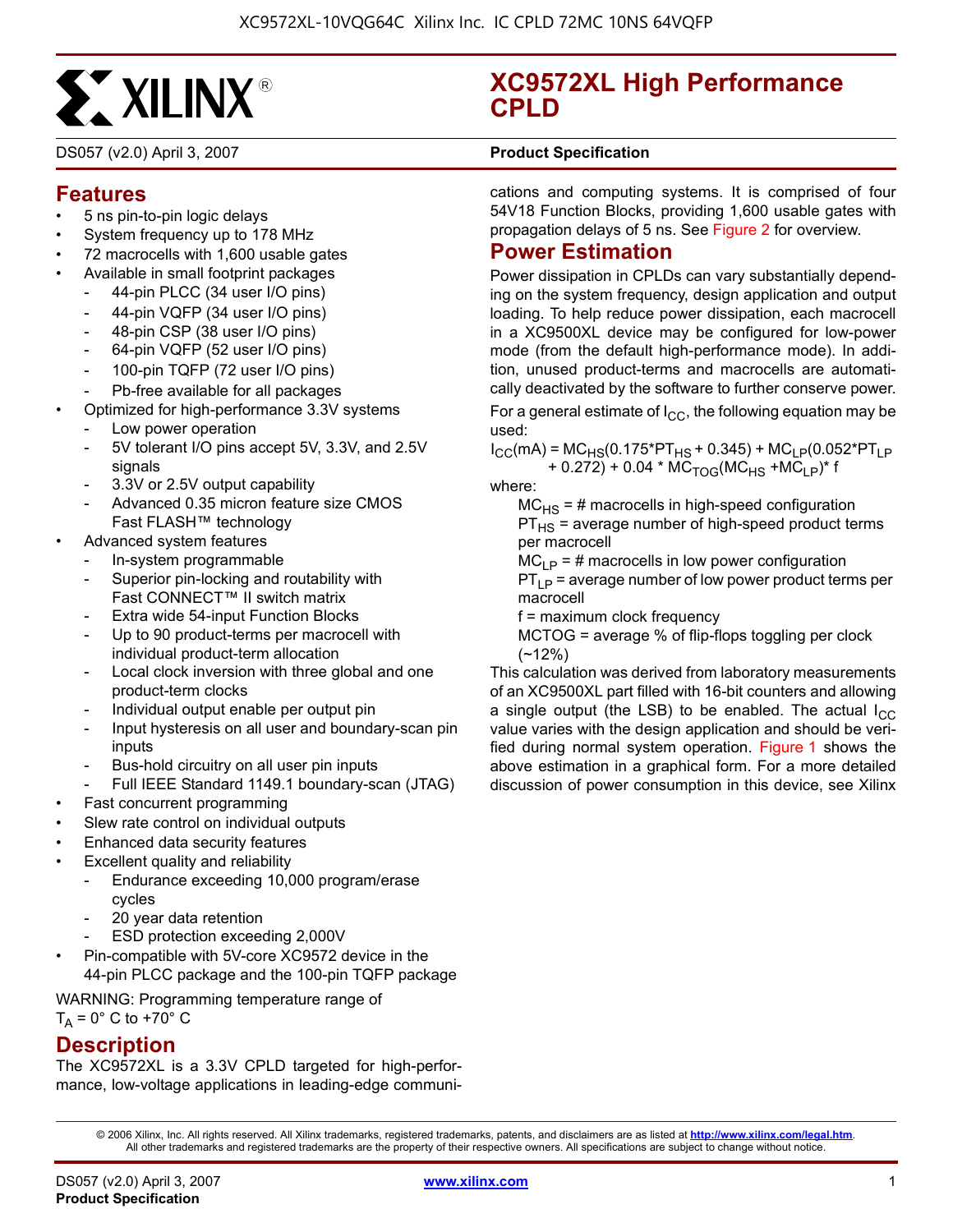# XC9572XL High Performance CPLD

DS057 (v2.0) April 3, 2007 **Product Specification**

## Features

- 5 ns pin-to-pin logic delays
- System frequency up to 178 MHz
- 72 macrocells with 1,600 usable gates
- Available in small footprint packages
  - 44-pin PLCC (34 user I/O pins)
  - 44-pin VQFP (34 user I/O pins)
  - 48-pin CSP (38 user I/O pins)
  - 64-pin VQFP (52 user I/O pins)
  - 100-pin TQFP (72 user I/O pins)
  - Pb-free available for all packages
- Optimized for high-performance 3.3V systems
  - Low power operation
  - 5V tolerant I/O pins accept 5V, 3.3V, and 2.5V signals
  - 3.3V or 2.5V output capability
  - Advanced 0.35 micron feature size CMOS Fast FLASH™ technology
- Advanced system features
  - In-system programmable
  - Superior pin-locking and routability with Fast CONNECT™ II switch matrix
  - Extra wide 54-input Function Blocks
  - Up to 90 product-terms per macrocell with individual product-term allocation
  - Local clock inversion with three global and one product-term clocks
  - Individual output enable per output pin
  - Input hysteresis on all user and boundary-scan pin inputs
  - Bus-hold circuitry on all user pin inputs
  - Full IEEE Standard 1149.1 boundary-scan (JTAG)
- Fast concurrent programming
- Slew rate control on individual outputs
- Enhanced data security features
- Excellent quality and reliability
  - Endurance exceeding 10,000 program/erase cycles
  - 20 year data retention
  - ESD protection exceeding 2,000V
- Pin-compatible with 5V-core XC9572 device in the 44-pin PLCC package and the 100-pin TQFP package

WARNING: Programming temperature range of $T_A$ = 0° C to +70° C

## Description

The XC9572XL is a 3.3V CPLD targeted for high-performance, low-voltage applications in leading-edge communications and computing systems. It is comprised of four 54V18 Function Blocks, providing 1,600 usable gates with propagation delays of 5 ns. See Figure 2 for overview.

## Power Estimation

Power dissipation in CPLDs can vary substantially depending on the system frequency, design application and output loading. To help reduce power dissipation, each macrocell in a XC9500XL device may be configured for low-power mode (from the default high-performance mode). In addition, unused product-terms and macrocells are automatically deactivated by the software to further conserve power.

For a general estimate of $I_{CC}$, the following equation may be used:

$$I_{CC}(mA) = MC_{HS}(0.175*PT_{HS} + 0.345) + MC_{LP}(0.052*PT_{LP} + 0.272) + 0.04 * MC_{TOG}(MC_{HS} + MC_{LP})* f$$

where:

$MC_{HS}$ = # macrocells in high-speed configuration

$PT_{HS}$ = average number of high-speed product terms per macrocell

$MC_{LP}$ = # macrocells in low power configuration

$PT_{LP}$ = average number of low power product terms per macrocell

f = maximum clock frequency

MCTOG = average % of flip-flops toggling per clock (~12%)

This calculation was derived from laboratory measurements of an XC9500XL part filled with 16-bit counters and allowing a single output (the LSB) to be enabled. The actual $I_{CC}$ value varies with the design application and should be verified during normal system operation. Figure 1 shows the above estimation in a graphical form. For a more detailed discussion of power consumption in this device, see Xilinx

© 2006 Xilinx, Inc. All rights reserved. All Xilinx trademarks, registered trademarks, patents, and disclaimers are as listed at http://www.xilinx.com/legal.htm. All other trademarks and registered trademarks are the property of their respective owners. All specifications are subject to change without notice.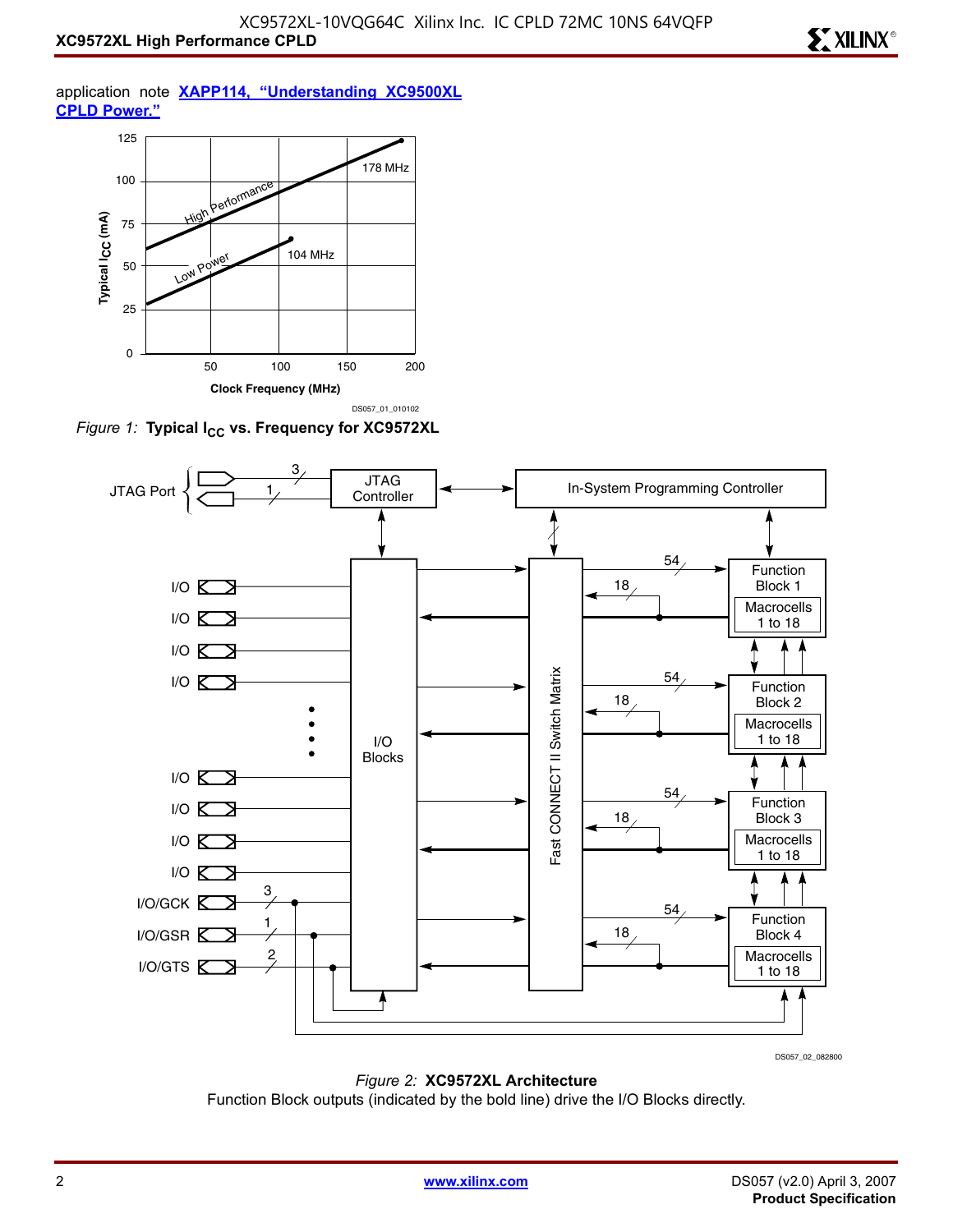application note **XAPP114, "Understanding XC9500XL CPLD Power."**

125

100

75

50

25

0

50

100

150

200

Typical $I_{CC}$ (mA)

Clock Frequency (MHz)

High Performance

178 MHz

Low Power

104 MHz

DS057_01_010102

*Figure 1:* **Typical $I_{CC}$ vs. Frequency for XC9572XL**

JTAG Port

3

1

JTAG Controller

In-System Programming Controller

I/O

I/O

I/O

I/O

I/O

I/O

I/O

I/O

I/O/GCK

I/O/GSR

I/O/GTS

3

1

2

I/O Blocks

Fast CONNECT II Switch Matrix

54

18

Function Block 1

Macrocells 1 to 18

54

18

Function Block 2

Macrocells 1 to 18

54

18

Function Block 3

Macrocells 1 to 18

54

18

Function Block 4

Macrocells 1 to 18

DS057_02_082800

*Figure 2:* **XC9572XL Architecture**

Function Block outputs (indicated by the bold line) drive the I/O Blocks directly.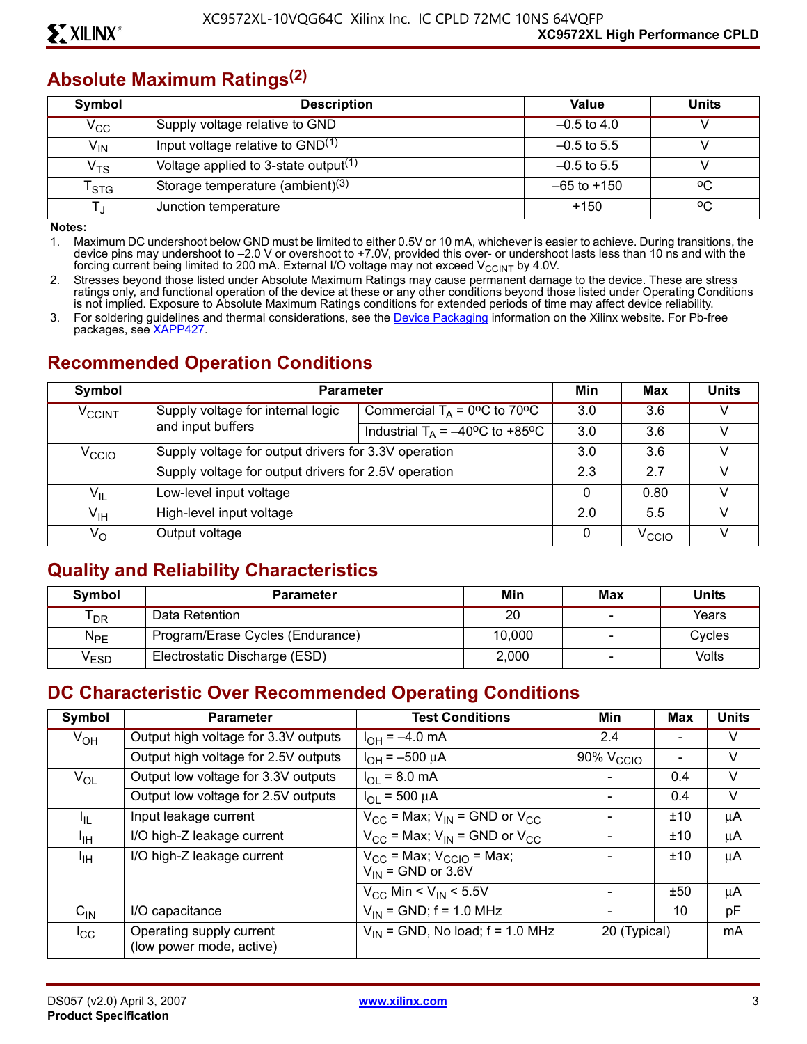## Absolute Maximum Ratings[2]

| Symbol | Description | Value | Units |
|---|---|---|---|
| $V_{CC}$ | Supply voltage relative to GND | –0.5 to 4.0 | V |
| $V_{IN}$ | Input voltage relative to GND[1] | –0.5 to 5.5 | V |
| $V_{TS}$ | Voltage applied to 3-state output[1] | –0.5 to 5.5 | V |
| $T_{STG}$ | Storage temperature (ambient)[3] | –65 to +150 | °C |
| $T_J$ | Junction temperature | +150 | °C |

**Notes:**

1. Maximum DC undershoot below GND must be limited to either 0.5V or 10 mA, whichever is easier to achieve. During transitions, the device pins may undershoot to –2.0 V or overshoot to +7.0V, provided this over- or undershoot lasts less than 10 ns and with the forcing current being limited to 200 mA. External I/O voltage may not exceed $V_{CCINT}$ by 4.0V.
2. Stresses beyond those listed under Absolute Maximum Ratings may cause permanent damage to the device. These are stress ratings only, and functional operation of the device at these or any other conditions beyond those listed under Operating Conditions is not implied. Exposure to Absolute Maximum Ratings conditions for extended periods of time may affect device reliability.
3. For soldering guidelines and thermal considerations, see the Device Packaging information on the Xilinx website. For Pb-free packages, see XAPP427.

## Recommended Operation Conditions

| Symbol | Parameter | | Min | Max | Units |
|---|---|---|---|---|---|
| $V_{CCINT}$ | Supply voltage for internal logic and input buffers | Commercial $T_A$ = 0°C to 70°C | 3.0 | 3.6 | V |
| | | Industrial $T_A$ = –40°C to +85°C | 3.0 | 3.6 | V |
| $V_{CCIO}$ | Supply voltage for output drivers for 3.3V operation | | 3.0 | 3.6 | V |
| | Supply voltage for output drivers for 2.5V operation | | 2.3 | 2.7 | V |
| $V_{IL}$ | Low-level input voltage | | 0 | 0.80 | V |
| $V_{IH}$ | High-level input voltage | | 2.0 | 5.5 | V |
| $V_O$ | Output voltage | | 0 | $V_{CCIO}$ | V |

## Quality and Reliability Characteristics

| Symbol | Parameter | Min | Max | Units |
|---|---|---|---|---|
| $T_{DR}$ | Data Retention | 20 | - | Years |
| $N_{PE}$ | Program/Erase Cycles (Endurance) | 10,000 | - | Cycles |
| $V_{ESD}$ | Electrostatic Discharge (ESD) | 2,000 | - | Volts |

## DC Characteristic Over Recommended Operating Conditions

| Symbol | Parameter | Test Conditions | Min | Max | Units |
|---|---|---|---|---|---|
| $V_{OH}$ | Output high voltage for 3.3V outputs | $I_{OH}$ = –4.0 mA | 2.4 | - | V |
| | Output high voltage for 2.5V outputs | $I_{OH}$ = –500 µA | 90% $V_{CCIO}$ | - | V |
| $V_{OL}$ | Output low voltage for 3.3V outputs | $I_{OL}$ = 8.0 mA | - | 0.4 | V |
| | Output low voltage for 2.5V outputs | $I_{OL}$ = 500 µA | - | 0.4 | V |
| $I_{IL}$ | Input leakage current | $V_{CC}$ = Max; $V_{IN}$ = GND or $V_{CC}$ | - | ±10 | µA |
| $I_{IH}$ | I/O high-Z leakage current | $V_{CC}$ = Max; $V_{IN}$ = GND or $V_{CC}$ | - | ±10 | µA |
| $I_{IH}$ | I/O high-Z leakage current | $V_{CC}$ = Max; $V_{CCIO}$ = Max; $V_{IN}$ = GND or 3.6V | - | ±10 | µA |
| | | $V_{CC}$ Min < $V_{IN}$ < 5.5V | - | ±50 | µA |
| $C_{IN}$ | I/O capacitance | $V_{IN}$ = GND; f = 1.0 MHz | - | 10 | pF |
| $I_{CC}$ | Operating supply current (low power mode, active) | $V_{IN}$ = GND, No load; f = 1.0 MHz | 20 (Typical) | | mA |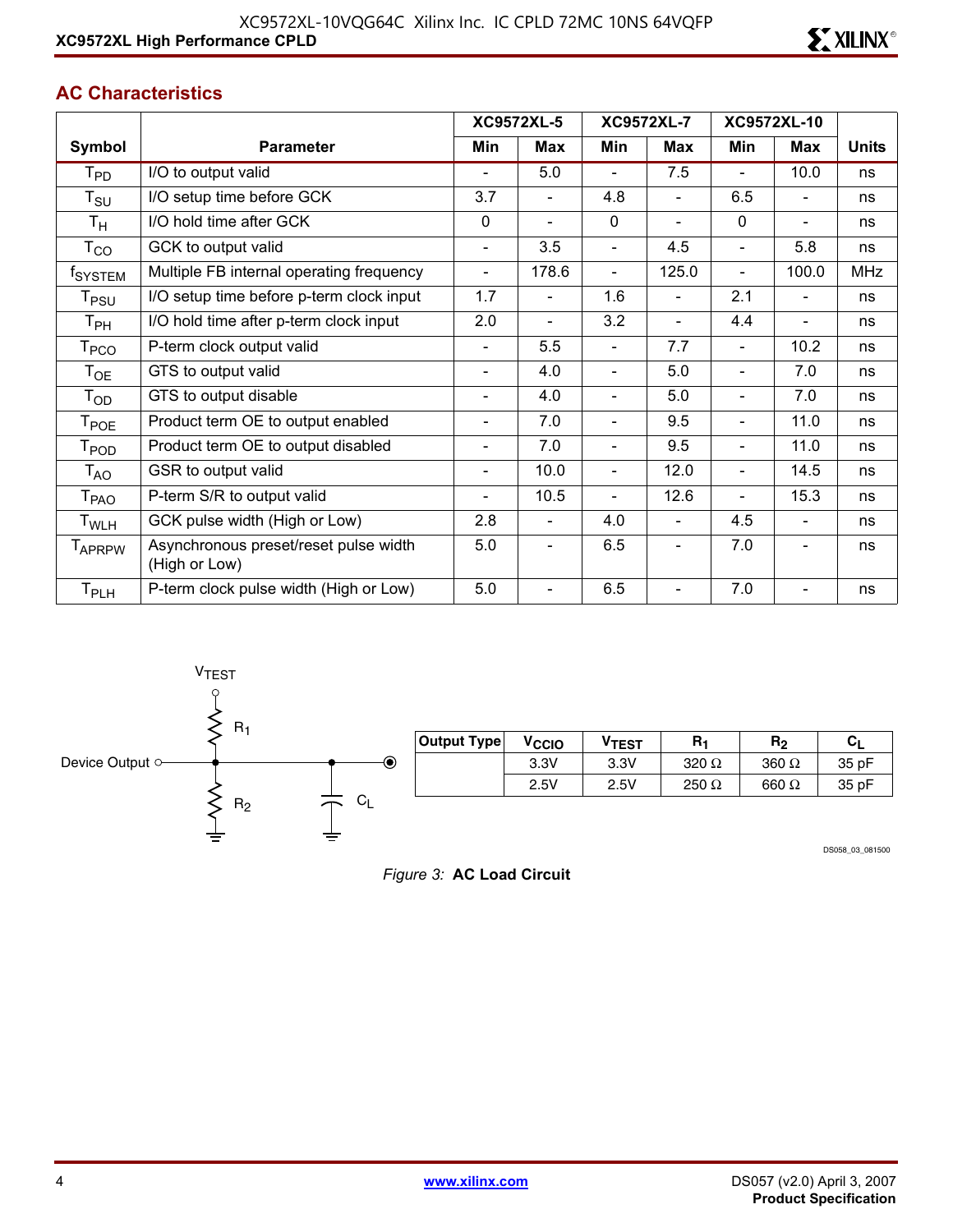## AC Characteristics

| Symbol | Parameter | XC9572XL-5 | | XC9572XL-7 | | XC9572XL-10 | | Units |
|---|---|---|---|---|---|---|---|---|
| | | Min | Max | Min | Max | Min | Max | |
| $T_{PD}$ | I/O to output valid | - | 5.0 | - | 7.5 | - | 10.0 | ns |
| $T_{SU}$ | I/O setup time before GCK | 3.7 | - | 4.8 | - | 6.5 | - | ns |
| $T_{H}$ | I/O hold time after GCK | 0 | - | 0 | - | 0 | - | ns |
| $T_{CO}$ | GCK to output valid | - | 3.5 | - | 4.5 | - | 5.8 | ns |
| $f_{SYSTEM}$ | Multiple FB internal operating frequency | - | 178.6 | - | 125.0 | - | 100.0 | MHz |
| $T_{PSU}$ | I/O setup time before p-term clock input | 1.7 | - | 1.6 | - | 2.1 | - | ns |
| $T_{PH}$ | I/O hold time after p-term clock input | 2.0 | - | 3.2 | - | 4.4 | - | ns |
| $T_{PCO}$ | P-term clock output valid | - | 5.5 | - | 7.7 | - | 10.2 | ns |
| $T_{OE}$ | GTS to output valid | - | 4.0 | - | 5.0 | - | 7.0 | ns |
| $T_{OD}$ | GTS to output disable | - | 4.0 | - | 5.0 | - | 7.0 | ns |
| $T_{POE}$ | Product term OE to output enabled | - | 7.0 | - | 9.5 | - | 11.0 | ns |
| $T_{POD}$ | Product term OE to output disabled | - | 7.0 | - | 9.5 | - | 11.0 | ns |
| $T_{AO}$ | GSR to output valid | - | 10.0 | - | 12.0 | - | 14.5 | ns |
| $T_{PAO}$ | P-term S/R to output valid | - | 10.5 | - | 12.6 | - | 15.3 | ns |
| $T_{WLH}$ | GCK pulse width (High or Low) | 2.8 | - | 4.0 | - | 4.5 | - | ns |
| $T_{APRPW}$ | Asynchronous preset/reset pulse width (High or Low) | 5.0 | - | 6.5 | - | 7.0 | - | ns |
| $T_{PLH}$ | P-term clock pulse width (High or Low) | 5.0 | - | 6.5 | - | 7.0 | - | ns |

$V_{TEST}$

$R_1$

Device Output

$R_2$

$C_L$

| Output Type | $V_{CCIO}$ | $V_{TEST}$ | $R_1$ | $R_2$ | $C_L$ |
|---|---|---|---|---|---|
| | 3.3V | 3.3V | 320 Ω | 360 Ω | 35 pF |
| | 2.5V | 2.5V | 250 Ω | 660 Ω | 35 pF |

DS058_03_081500

*Figure 3:* **AC Load Circuit**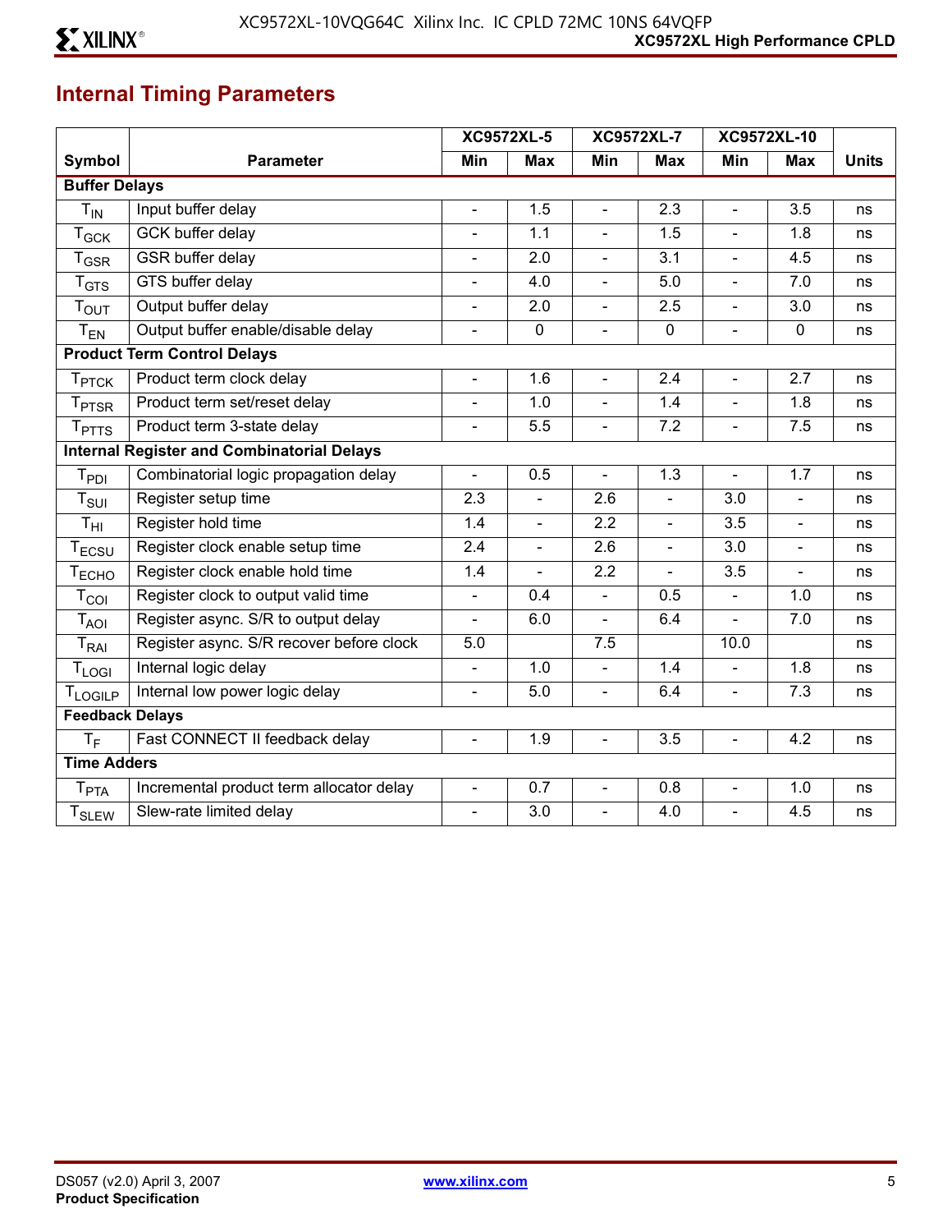## Internal Timing Parameters

| Symbol | Parameter | XC9572XL-5 | | XC9572XL-7 | | XC9572XL-10 | | Units |
|---|---|---|---|---|---|---|---|---|
| | | Min | Max | Min | Max | Min | Max | |
| **Buffer Delays** | | | | | | | | |
| $T_{IN}$ | Input buffer delay | - | 1.5 | - | 2.3 | - | 3.5 | ns |
| $T_{GCK}$ | GCK buffer delay | - | 1.1 | - | 1.5 | - | 1.8 | ns |
| $T_{GSR}$ | GSR buffer delay | - | 2.0 | - | 3.1 | - | 4.5 | ns |
| $T_{GTS}$ | GTS buffer delay | - | 4.0 | - | 5.0 | - | 7.0 | ns |
| $T_{OUT}$ | Output buffer delay | - | 2.0 | - | 2.5 | - | 3.0 | ns |
| $T_{EN}$ | Output buffer enable/disable delay | - | 0 | - | 0 | - | 0 | ns |
| **Product Term Control Delays** | | | | | | | | |
| $T_{PTCK}$ | Product term clock delay | - | 1.6 | - | 2.4 | - | 2.7 | ns |
| $T_{PTSR}$ | Product term set/reset delay | - | 1.0 | - | 1.4 | - | 1.8 | ns |
| $T_{PTTS}$ | Product term 3-state delay | - | 5.5 | - | 7.2 | - | 7.5 | ns |
| **Internal Register and Combinatorial Delays** | | | | | | | | |
| $T_{PDI}$ | Combinatorial logic propagation delay | - | 0.5 | - | 1.3 | - | 1.7 | ns |
| $T_{SUI}$ | Register setup time | 2.3 | - | 2.6 | - | 3.0 | - | ns |
| $T_{HI}$ | Register hold time | 1.4 | - | 2.2 | - | 3.5 | - | ns |
| $T_{ECSU}$ | Register clock enable setup time | 2.4 | - | 2.6 | - | 3.0 | - | ns |
| $T_{ECHO}$ | Register clock enable hold time | 1.4 | - | 2.2 | - | 3.5 | - | ns |
| $T_{COI}$ | Register clock to output valid time | - | 0.4 | - | 0.5 | - | 1.0 | ns |
| $T_{AOI}$ | Register async. S/R to output delay | - | 6.0 | - | 6.4 | - | 7.0 | ns |
| $T_{RAI}$ | Register async. S/R recover before clock | 5.0 | | 7.5 | | 10.0 | | ns |
| $T_{LOGI}$ | Internal logic delay | - | 1.0 | - | 1.4 | - | 1.8 | ns |
| $T_{LOGILP}$ | Internal low power logic delay | - | 5.0 | - | 6.4 | - | 7.3 | ns |
| **Feedback Delays** | | | | | | | | |
| $T_F$ | Fast CONNECT II feedback delay | - | 1.9 | - | 3.5 | - | 4.2 | ns |
| **Time Adders** | | | | | | | | |
| $T_{PTA}$ | Incremental product term allocator delay | - | 0.7 | - | 0.8 | - | 1.0 | ns |
| $T_{SLEW}$ | Slew-rate limited delay | - | 3.0 | - | 4.0 | - | 4.5 | ns |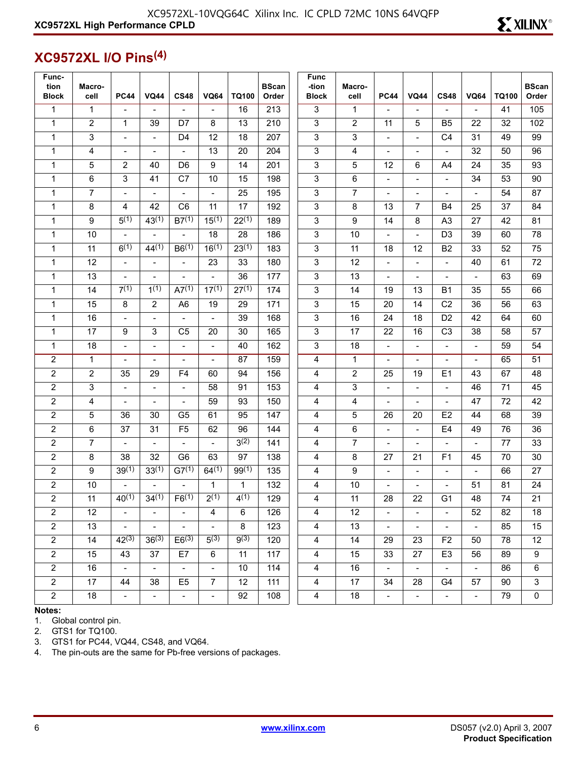## XC9572XL I/O Pins[(4)]

| Function Block | Macrocell | PC44 | VQ44 | CS48 | VQ64 | TQ100 | BScan Order |
|---|---|---|---|---|---|---|---|
| 1 | 1 | - | - | - | - | 16 | 213 |
| 1 | 2 | 1 | 39 | D7 | 8 | 13 | 210 |
| 1 | 3 | - | - | D4 | 12 | 18 | 207 |
| 1 | 4 | - | - | - | 13 | 20 | 204 |
| 1 | 5 | 2 | 40 | D6 | 9 | 14 | 201 |
| 1 | 6 | 3 | 41 | C7 | 10 | 15 | 198 |
| 1 | 7 | - | - | - | - | 25 | 195 |
| 1 | 8 | 4 | 42 | C6 | 11 | 17 | 192 |
| 1 | 9 | 5(1) | 43(1) | B7(1) | 15(1) | 22(1) | 189 |
| 1 | 10 | - | - | - | 18 | 28 | 186 |
| 1 | 11 | 6(1) | 44(1) | B6(1) | 16(1) | 23(1) | 183 |
| 1 | 12 | - | - | - | 23 | 33 | 180 |
| 1 | 13 | - | - | - | - | 36 | 177 |
| 1 | 14 | 7(1) | 1(1) | A7(1) | 17(1) | 27(1) | 174 |
| 1 | 15 | 8 | 2 | A6 | 19 | 29 | 171 |
| 1 | 16 | - | - | - | - | 39 | 168 |
| 1 | 17 | 9 | 3 | C5 | 20 | 30 | 165 |
| 1 | 18 | - | - | - | - | 40 | 162 |
| 2 | 1 | - | - | - | - | 87 | 159 |
| 2 | 2 | 35 | 29 | F4 | 60 | 94 | 156 |
| 2 | 3 | - | - | - | 58 | 91 | 153 |
| 2 | 4 | - | - | - | 59 | 93 | 150 |
| 2 | 5 | 36 | 30 | G5 | 61 | 95 | 147 |
| 2 | 6 | 37 | 31 | F5 | 62 | 96 | 144 |
| 2 | 7 | - | - | - | - | 3(2) | 141 |
| 2 | 8 | 38 | 32 | G6 | 63 | 97 | 138 |
| 2 | 9 | 39(1) | 33(1) | G7(1) | 64(1) | 99(1) | 135 |
| 2 | 10 | - | - | - | 1 | 1 | 132 |
| 2 | 11 | 40(1) | 34(1) | F6(1) | 2(1) | 4(1) | 129 |
| 2 | 12 | - | - | - | 4 | 6 | 126 |
| 2 | 13 | - | - | - | - | 8 | 123 |
| 2 | 14 | 42(3) | 36(3) | E6(3) | 5(3) | 9(3) | 120 |
| 2 | 15 | 43 | 37 | E7 | 6 | 11 | 117 |
| 2 | 16 | - | - | - | - | 10 | 114 |
| 2 | 17 | 44 | 38 | E5 | 7 | 12 | 111 |
| 2 | 18 | - | - | - | - | 92 | 108 |
| 3 | 1 | - | - | - | - | 41 | 105 |
| 3 | 2 | 11 | 5 | B5 | 22 | 32 | 102 |
| 3 | 3 | - | - | C4 | 31 | 49 | 99 |
| 3 | 4 | - | - | - | 32 | 50 | 96 |
| 3 | 5 | 12 | 6 | A4 | 24 | 35 | 93 |
| 3 | 6 | - | - | - | 34 | 53 | 90 |
| 3 | 7 | - | - | - | - | 54 | 87 |
| 3 | 8 | 13 | 7 | B4 | 25 | 37 | 84 |
| 3 | 9 | 14 | 8 | A3 | 27 | 42 | 81 |
| 3 | 10 | - | - | D3 | 39 | 60 | 78 |
| 3 | 11 | 18 | 12 | B2 | 33 | 52 | 75 |
| 3 | 12 | - | - | - | 40 | 61 | 72 |
| 3 | 13 | - | - | - | - | 63 | 69 |
| 3 | 14 | 19 | 13 | B1 | 35 | 55 | 66 |
| 3 | 15 | 20 | 14 | C2 | 36 | 56 | 63 |
| 3 | 16 | 24 | 18 | D2 | 42 | 64 | 60 |
| 3 | 17 | 22 | 16 | C3 | 38 | 58 | 57 |
| 3 | 18 | - | - | - | - | 59 | 54 |
| 4 | 1 | - | - | - | - | 65 | 51 |
| 4 | 2 | 25 | 19 | E1 | 43 | 67 | 48 |
| 4 | 3 | - | - | - | 46 | 71 | 45 |
| 4 | 4 | - | - | - | 47 | 72 | 42 |
| 4 | 5 | 26 | 20 | E2 | 44 | 68 | 39 |
| 4 | 6 | - | - | E4 | 49 | 76 | 36 |
| 4 | 7 | - | - | - | - | 77 | 33 |
| 4 | 8 | 27 | 21 | F1 | 45 | 70 | 30 |
| 4 | 9 | - | - | - | - | 66 | 27 |
| 4 | 10 | - | - | - | 51 | 81 | 24 |
| 4 | 11 | 28 | 22 | G1 | 48 | 74 | 21 |
| 4 | 12 | - | - | - | 52 | 82 | 18 |
| 4 | 13 | - | - | - | - | 85 | 15 |
| 4 | 14 | 29 | 23 | F2 | 50 | 78 | 12 |
| 4 | 15 | 33 | 27 | E3 | 56 | 89 | 9 |
| 4 | 16 | - | - | - | - | 86 | 6 |
| 4 | 17 | 34 | 28 | G4 | 57 | 90 | 3 |
| 4 | 18 | - | - | - | - | 79 | 0 |

**Notes:**

1. Global control pin.
2. GTS1 for TQ100.
3. GTS1 for PC44, VQ44, CS48, and VQ64.
4. The pin-outs are the same for Pb-free versions of packages.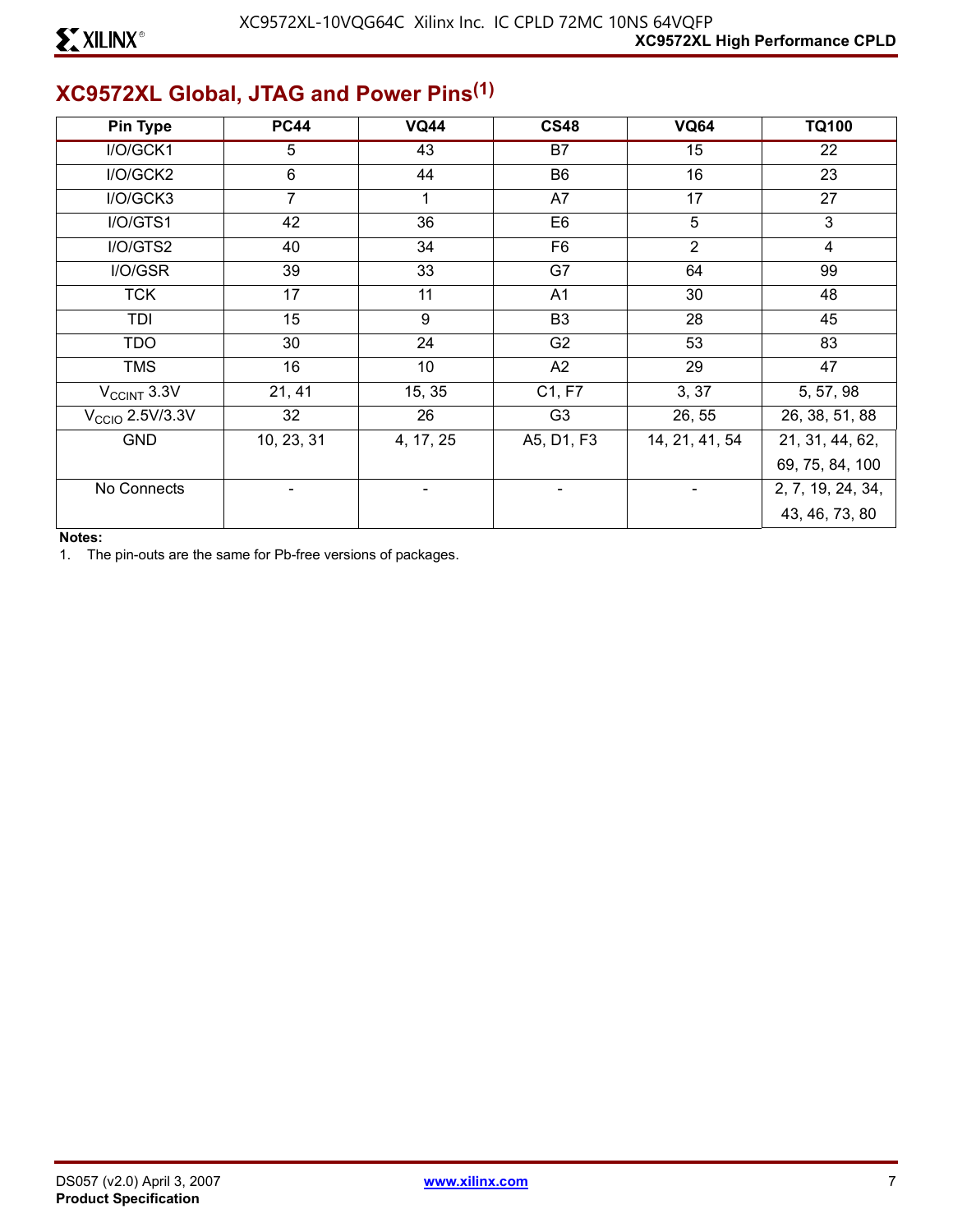## XC9572XL Global, JTAG and Power Pins[1]

| Pin Type | PC44 | VQ44 | CS48 | VQ64 | TQ100 |
|---|---|---|---|---|---|
| I/O/GCK1 | 5 | 43 | B7 | 15 | 22 |
| I/O/GCK2 | 6 | 44 | B6 | 16 | 23 |
| I/O/GCK3 | 7 | 1 | A7 | 17 | 27 |
| I/O/GTS1 | 42 | 36 | E6 | 5 | 3 |
| I/O/GTS2 | 40 | 34 | F6 | 2 | 4 |
| I/O/GSR | 39 | 33 | G7 | 64 | 99 |
| TCK | 17 | 11 | A1 | 30 | 48 |
| TDI | 15 | 9 | B3 | 28 | 45 |
| TDO | 30 | 24 | G2 | 53 | 83 |
| TMS | 16 | 10 | A2 | 29 | 47 |
| $V_{CCINT}$ 3.3V | 21, 41 | 15, 35 | C1, F7 | 3, 37 | 5, 57, 98 |
| $V_{CCIO}$ 2.5V/3.3V | 32 | 26 | G3 | 26, 55 | 26, 38, 51, 88 |
| GND | 10, 23, 31 | 4, 17, 25 | A5, D1, F3 | 14, 21, 41, 54 | 21, 31, 44, 62, 69, 75, 84, 100 |
| No Connects | - | - | - | - | 2, 7, 19, 24, 34, 43, 46, 73, 80 |

**Notes:**

1. The pin-outs are the same for Pb-free versions of packages.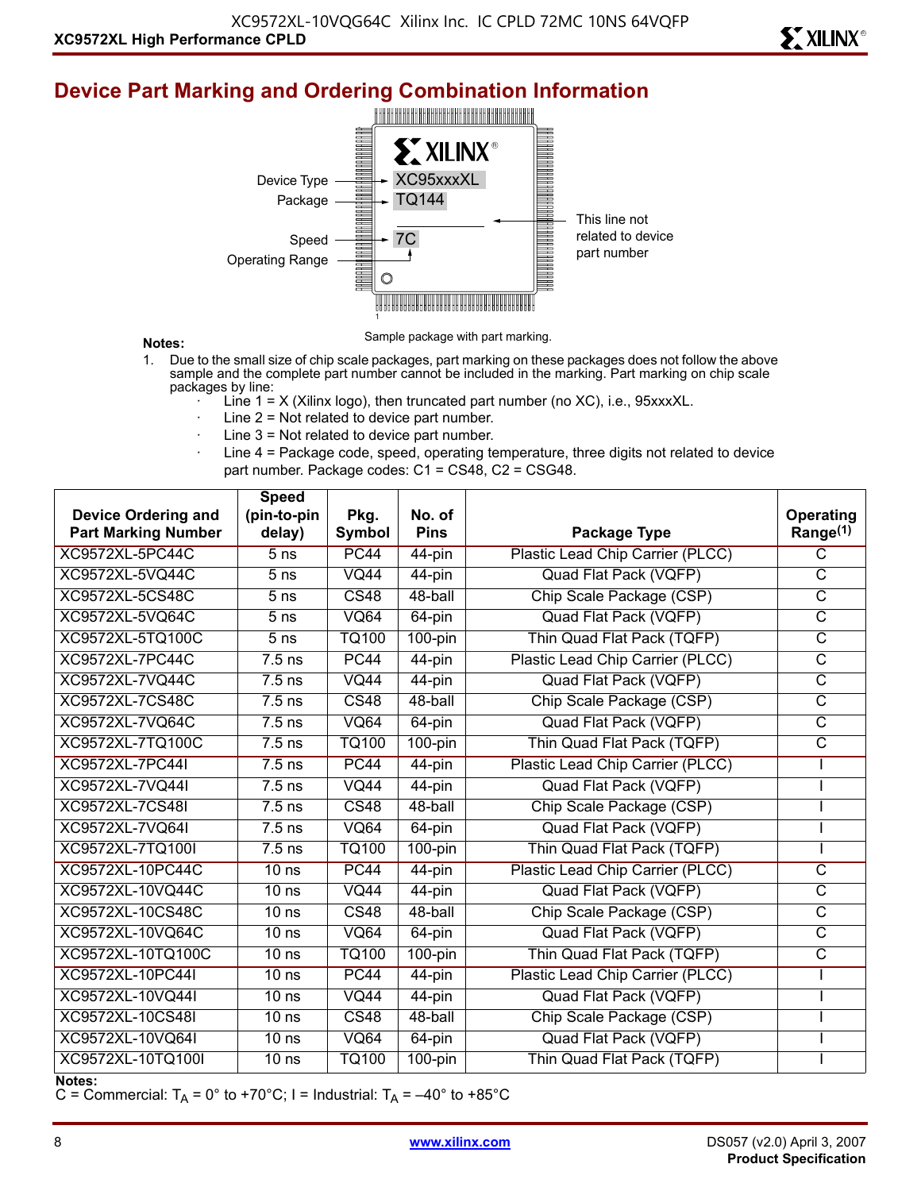## Device Part Marking and Ordering Combination Information

Device Type → XC95xxxXL

Package → TQ144

Speed → 7C

Operating Range

This line not related to device part number

Sample package with part marking.

**Notes:**

1. Due to the small size of chip scale packages, part marking on these packages does not follow the above sample and the complete part number cannot be included in the marking. Part marking on chip scale packages by line:
   - Line 1 = X (Xilinx logo), then truncated part number (no XC), i.e., 95xxxXL.
   - Line 2 = Not related to device part number.
   - Line 3 = Not related to device part number.
   - Line 4 = Package code, speed, operating temperature, three digits not related to device part number. Package codes: C1 = CS48, C2 = CSG48.

| Device Ordering and Part Marking Number | Speed (pin-to-pin delay) | Pkg. Symbol | No. of Pins | Package Type | Operating Range(1) |
|---|---|---|---|---|---|
| XC9572XL-5PC44C | 5 ns | PC44 | 44-pin | Plastic Lead Chip Carrier (PLCC) | C |
| XC9572XL-5VQ44C | 5 ns | VQ44 | 44-pin | Quad Flat Pack (VQFP) | C |
| XC9572XL-5CS48C | 5 ns | CS48 | 48-ball | Chip Scale Package (CSP) | C |
| XC9572XL-5VQ64C | 5 ns | VQ64 | 64-pin | Quad Flat Pack (VQFP) | C |
| XC9572XL-5TQ100C | 5 ns | TQ100 | 100-pin | Thin Quad Flat Pack (TQFP) | C |
| XC9572XL-7PC44C | 7.5 ns | PC44 | 44-pin | Plastic Lead Chip Carrier (PLCC) | C |
| XC9572XL-7VQ44C | 7.5 ns | VQ44 | 44-pin | Quad Flat Pack (VQFP) | C |
| XC9572XL-7CS48C | 7.5 ns | CS48 | 48-ball | Chip Scale Package (CSP) | C |
| XC9572XL-7VQ64C | 7.5 ns | VQ64 | 64-pin | Quad Flat Pack (VQFP) | C |
| XC9572XL-7TQ100C | 7.5 ns | TQ100 | 100-pin | Thin Quad Flat Pack (TQFP) | C |
| XC9572XL-7PC44I | 7.5 ns | PC44 | 44-pin | Plastic Lead Chip Carrier (PLCC) | I |
| XC9572XL-7VQ44I | 7.5 ns | VQ44 | 44-pin | Quad Flat Pack (VQFP) | I |
| XC9572XL-7CS48I | 7.5 ns | CS48 | 48-ball | Chip Scale Package (CSP) | I |
| XC9572XL-7VQ64I | 7.5 ns | VQ64 | 64-pin | Quad Flat Pack (VQFP) | I |
| XC9572XL-7TQ100I | 7.5 ns | TQ100 | 100-pin | Thin Quad Flat Pack (TQFP) | I |
| XC9572XL-10PC44C | 10 ns | PC44 | 44-pin | Plastic Lead Chip Carrier (PLCC) | C |
| XC9572XL-10VQ44C | 10 ns | VQ44 | 44-pin | Quad Flat Pack (VQFP) | C |
| XC9572XL-10CS48C | 10 ns | CS48 | 48-ball | Chip Scale Package (CSP) | C |
| XC9572XL-10VQ64C | 10 ns | VQ64 | 64-pin | Quad Flat Pack (VQFP) | C |
| XC9572XL-10TQ100C | 10 ns | TQ100 | 100-pin | Thin Quad Flat Pack (TQFP) | C |
| XC9572XL-10PC44I | 10 ns | PC44 | 44-pin | Plastic Lead Chip Carrier (PLCC) | I |
| XC9572XL-10VQ44I | 10 ns | VQ44 | 44-pin | Quad Flat Pack (VQFP) | I |
| XC9572XL-10CS48I | 10 ns | CS48 | 48-ball | Chip Scale Package (CSP) | I |
| XC9572XL-10VQ64I | 10 ns | VQ64 | 64-pin | Quad Flat Pack (VQFP) | I |
| XC9572XL-10TQ100I | 10 ns | TQ100 | 100-pin | Thin Quad Flat Pack (TQFP) | I |

**Notes:**
C = Commercial: $T_A$ = 0° to +70°C; I = Industrial: $T_A$ = –40° to +85°C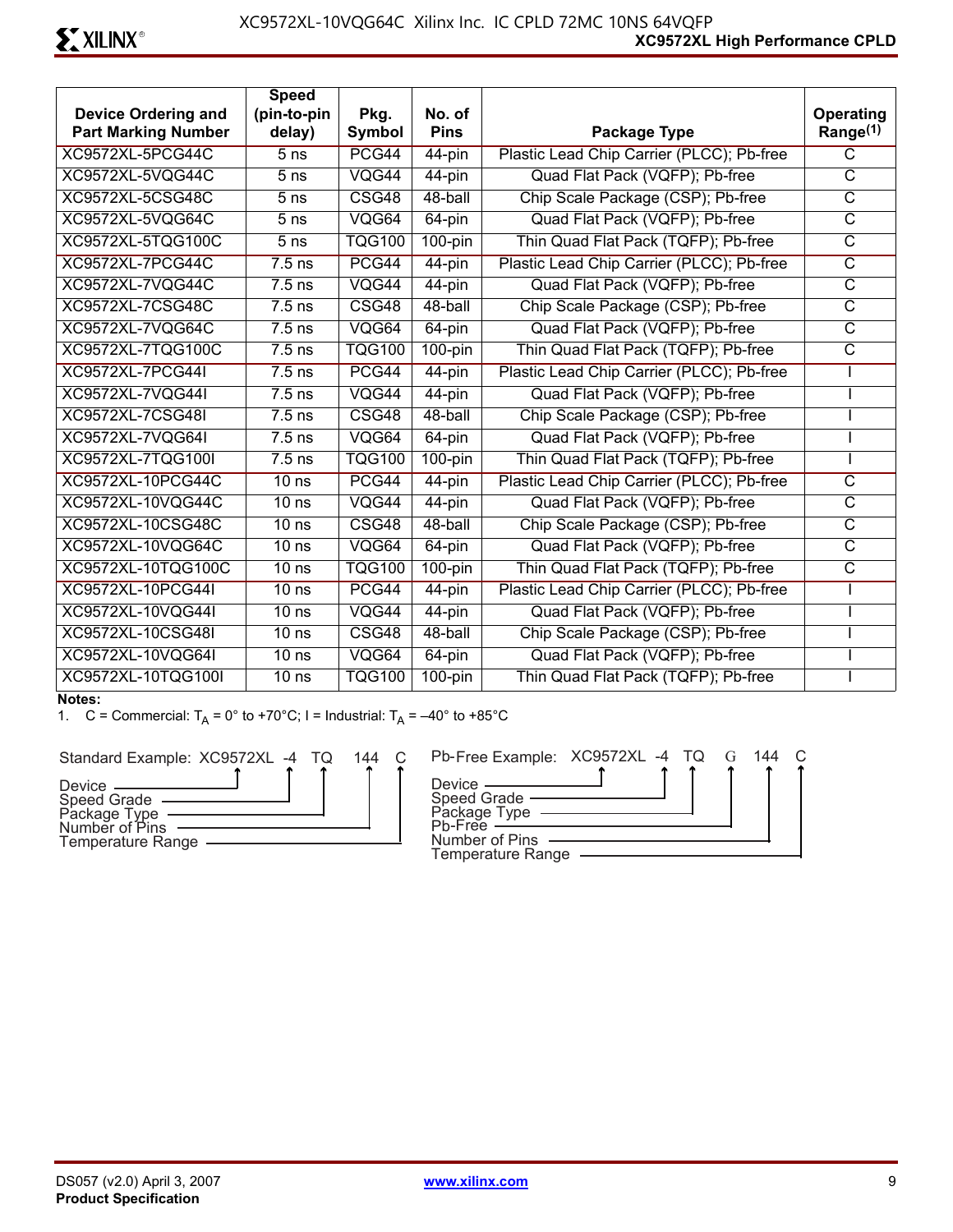| Device Ordering and Part Marking Number | Speed (pin-to-pin delay) | Pkg. Symbol | No. of Pins | Package Type | Operating Range[(1)] |
|---|---|---|---|---|---|
| XC9572XL-5PCG44C | 5 ns | PCG44 | 44-pin | Plastic Lead Chip Carrier (PLCC); Pb-free | C |
| XC9572XL-5VQG44C | 5 ns | VQG44 | 44-pin | Quad Flat Pack (VQFP); Pb-free | C |
| XC9572XL-5CSG48C | 5 ns | CSG48 | 48-ball | Chip Scale Package (CSP); Pb-free | C |
| XC9572XL-5VQG64C | 5 ns | VQG64 | 64-pin | Quad Flat Pack (VQFP); Pb-free | C |
| XC9572XL-5TQG100C | 5 ns | TQG100 | 100-pin | Thin Quad Flat Pack (TQFP); Pb-free | C |
| XC9572XL-7PCG44C | 7.5 ns | PCG44 | 44-pin | Plastic Lead Chip Carrier (PLCC); Pb-free | C |
| XC9572XL-7VQG44C | 7.5 ns | VQG44 | 44-pin | Quad Flat Pack (VQFP); Pb-free | C |
| XC9572XL-7CSG48C | 7.5 ns | CSG48 | 48-ball | Chip Scale Package (CSP); Pb-free | C |
| XC9572XL-7VQG64C | 7.5 ns | VQG64 | 64-pin | Quad Flat Pack (VQFP); Pb-free | C |
| XC9572XL-7TQG100C | 7.5 ns | TQG100 | 100-pin | Thin Quad Flat Pack (TQFP); Pb-free | C |
| XC9572XL-7PCG44I | 7.5 ns | PCG44 | 44-pin | Plastic Lead Chip Carrier (PLCC); Pb-free | I |
| XC9572XL-7VQG44I | 7.5 ns | VQG44 | 44-pin | Quad Flat Pack (VQFP); Pb-free | I |
| XC9572XL-7CSG48I | 7.5 ns | CSG48 | 48-ball | Chip Scale Package (CSP); Pb-free | I |
| XC9572XL-7VQG64I | 7.5 ns | VQG64 | 64-pin | Quad Flat Pack (VQFP); Pb-free | I |
| XC9572XL-7TQG100I | 7.5 ns | TQG100 | 100-pin | Thin Quad Flat Pack (TQFP); Pb-free | I |
| XC9572XL-10PCG44C | 10 ns | PCG44 | 44-pin | Plastic Lead Chip Carrier (PLCC); Pb-free | C |
| XC9572XL-10VQG44C | 10 ns | VQG44 | 44-pin | Quad Flat Pack (VQFP); Pb-free | C |
| XC9572XL-10CSG48C | 10 ns | CSG48 | 48-ball | Chip Scale Package (CSP); Pb-free | C |
| XC9572XL-10VQG64C | 10 ns | VQG64 | 64-pin | Quad Flat Pack (VQFP); Pb-free | C |
| XC9572XL-10TQG100C | 10 ns | TQG100 | 100-pin | Thin Quad Flat Pack (TQFP); Pb-free | C |
| XC9572XL-10PCG44I | 10 ns | PCG44 | 44-pin | Plastic Lead Chip Carrier (PLCC); Pb-free | I |
| XC9572XL-10VQG44I | 10 ns | VQG44 | 44-pin | Quad Flat Pack (VQFP); Pb-free | I |
| XC9572XL-10CSG48I | 10 ns | CSG48 | 48-ball | Chip Scale Package (CSP); Pb-free | I |
| XC9572XL-10VQG64I | 10 ns | VQG64 | 64-pin | Quad Flat Pack (VQFP); Pb-free | I |
| XC9572XL-10TQG100I | 10 ns | TQG100 | 100-pin | Thin Quad Flat Pack (TQFP); Pb-free | I |

**Notes:**

1. C = Commercial: $T_A$ = 0° to +70°C; I = Industrial: $T_A$ = –40° to +85°C

Standard Example: XC9572XL -4 TQ 144 C

- Device
- Speed Grade
- Package Type
- Number of Pins
- Temperature Range

Pb-Free Example: XC9572XL -4 TQ G 144 C

- Device
- Speed Grade
- Package Type
- Pb-Free
- Number of Pins
- Temperature Range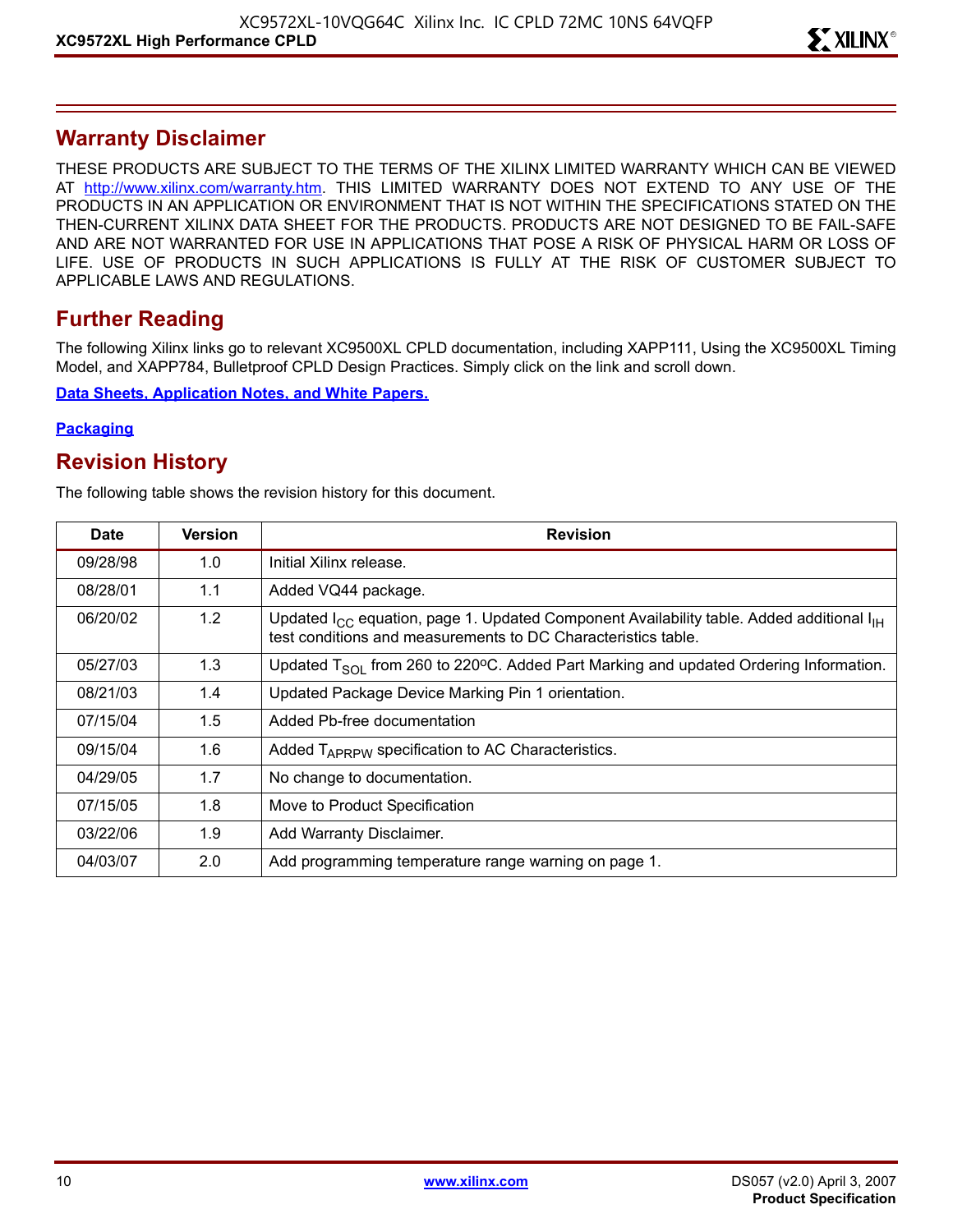## Warranty Disclaimer

THESE PRODUCTS ARE SUBJECT TO THE TERMS OF THE XILINX LIMITED WARRANTY WHICH CAN BE VIEWED AT http://www.xilinx.com/warranty.htm. THIS LIMITED WARRANTY DOES NOT EXTEND TO ANY USE OF THE PRODUCTS IN AN APPLICATION OR ENVIRONMENT THAT IS NOT WITHIN THE SPECIFICATIONS STATED ON THE THEN-CURRENT XILINX DATA SHEET FOR THE PRODUCTS. PRODUCTS ARE NOT DESIGNED TO BE FAIL-SAFE AND ARE NOT WARRANTED FOR USE IN APPLICATIONS THAT POSE A RISK OF PHYSICAL HARM OR LOSS OF LIFE. USE OF PRODUCTS IN SUCH APPLICATIONS IS FULLY AT THE RISK OF CUSTOMER SUBJECT TO APPLICABLE LAWS AND REGULATIONS.

## Further Reading

The following Xilinx links go to relevant XC9500XL CPLD documentation, including XAPP111, Using the XC9500XL Timing Model, and XAPP784, Bulletproof CPLD Design Practices. Simply click on the link and scroll down.

**Data Sheets, Application Notes, and White Papers.**

**Packaging**

## Revision History

The following table shows the revision history for this document.

| Date | Version | Revision |
|---|---|---|
| 09/28/98 | 1.0 | Initial Xilinx release. |
| 08/28/01 | 1.1 | Added VQ44 package. |
| 06/20/02 | 1.2 | Updated $I_{CC}$ equation, page 1. Updated Component Availability table. Added additional $I_{IH}$ test conditions and measurements to DC Characteristics table. |
| 05/27/03 | 1.3 | Updated $T_{SOL}$ from 260 to 220ºC. Added Part Marking and updated Ordering Information. |
| 08/21/03 | 1.4 | Updated Package Device Marking Pin 1 orientation. |
| 07/15/04 | 1.5 | Added Pb-free documentation |
| 09/15/04 | 1.6 | Added $T_{APRPW}$ specification to AC Characteristics. |
| 04/29/05 | 1.7 | No change to documentation. |
| 07/15/05 | 1.8 | Move to Product Specification |
| 03/22/06 | 1.9 | Add Warranty Disclaimer. |
| 04/03/07 | 2.0 | Add programming temperature range warning on page 1. |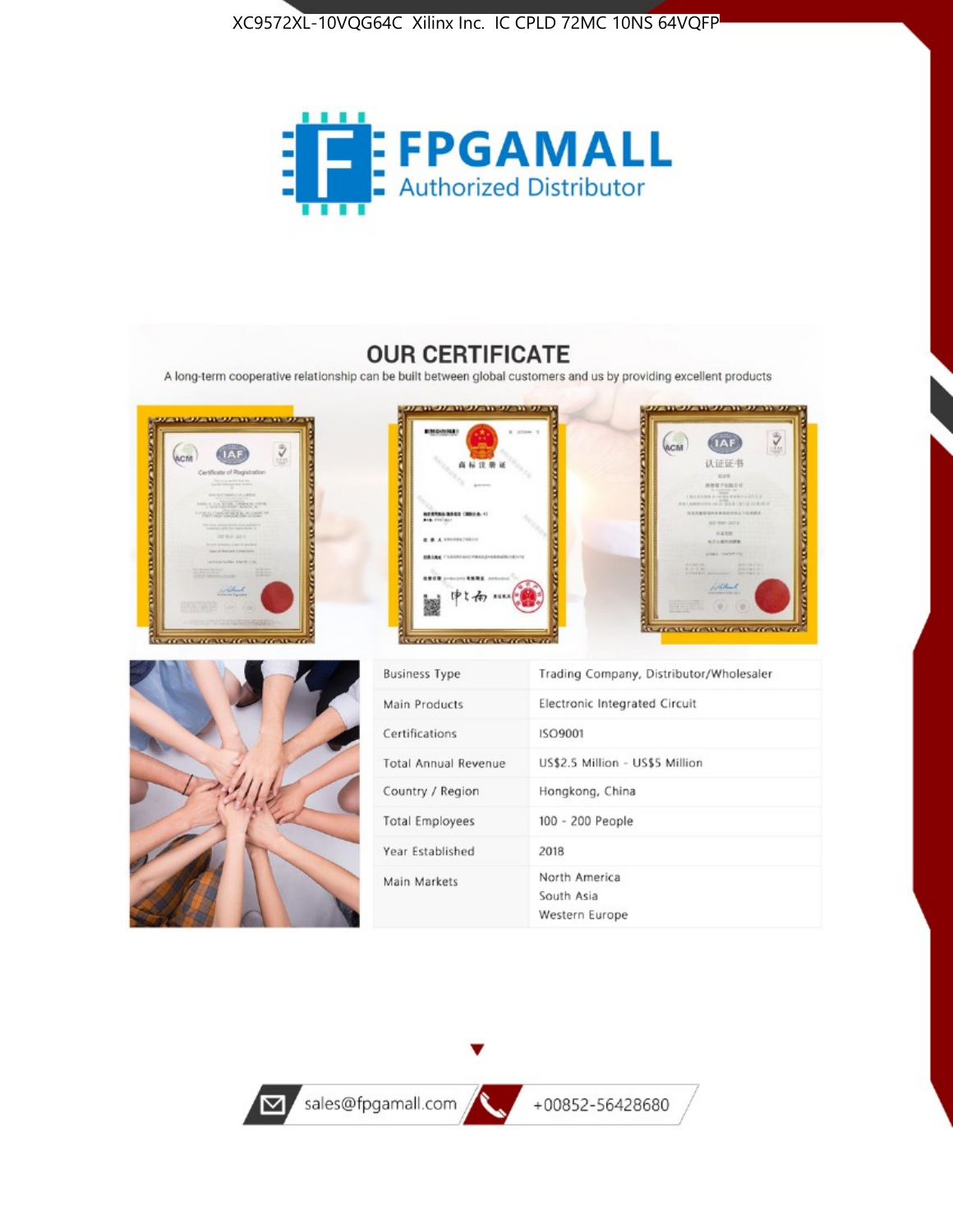# FPGAMALL

Authorized Distributor

## OUR CERTIFICATE

A long-term cooperative relationship can be built between global customers and us by providing excellent products

| | |
|---|---|
| Business Type | Trading Company, Distributor/Wholesaler |
| Main Products | Electronic Integrated Circuit |
| Certifications | ISO9001 |
| Total Annual Revenue | US$2.5 Million - US$5 Million |
| Country / Region | Hongkong, China |
| Total Employees | 100 - 200 People |
| Year Established | 2018 |
| Main Markets | North America<br>South Asia<br>Western Europe |

sales@fpgamall.com

+00852-56428680